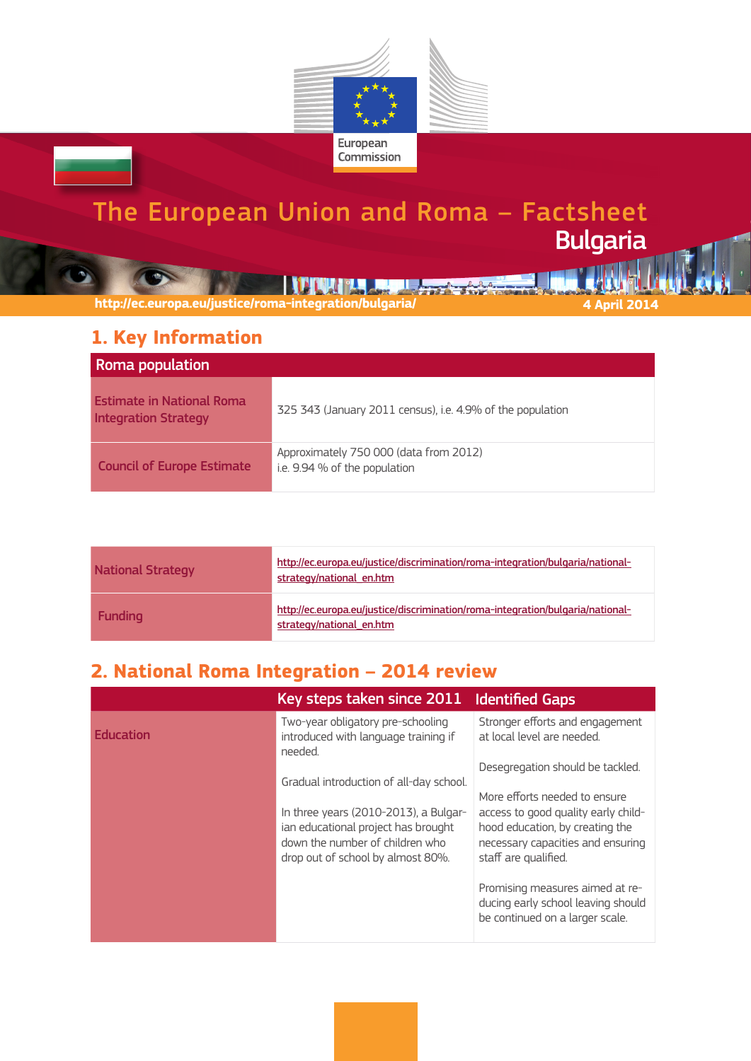European Commission

# The European Union and Roma – Factsheet
## Bulgaria

http://ec.europa.eu/justice/roma-integration/bulgaria/

4 April 2014

## 1. Key Information

| Roma population | |
|---|---|
| Estimate in National Roma Integration Strategy | 325 343 (January 2011 census), i.e. 4.9% of the population |
| Council of Europe Estimate | Approximately 750 000 (data from 2012) i.e. 9.94 % of the population |

| | |
|---|---|
| National Strategy | http://ec.europa.eu/justice/discrimination/roma-integration/bulgaria/national-strategy/national_en.htm |
| Funding | http://ec.europa.eu/justice/discrimination/roma-integration/bulgaria/national-strategy/national_en.htm |

## 2. National Roma Integration – 2014 review

| | Key steps taken since 2011 | Identified Gaps |
|---|---|---|
| Education | Two-year obligatory pre-schooling introduced with language training if needed.<br><br>Gradual introduction of all-day school.<br><br>In three years (2010-2013), a Bulgarian educational project has brought down the number of children who drop out of school by almost 80%. | Stronger efforts and engagement at local level are needed.<br><br>Desegregation should be tackled.<br><br>More efforts needed to ensure access to good quality early childhood education, by creating the necessary capacities and ensuring staff are qualified.<br><br>Promising measures aimed at reducing early school leaving should be continued on a larger scale. |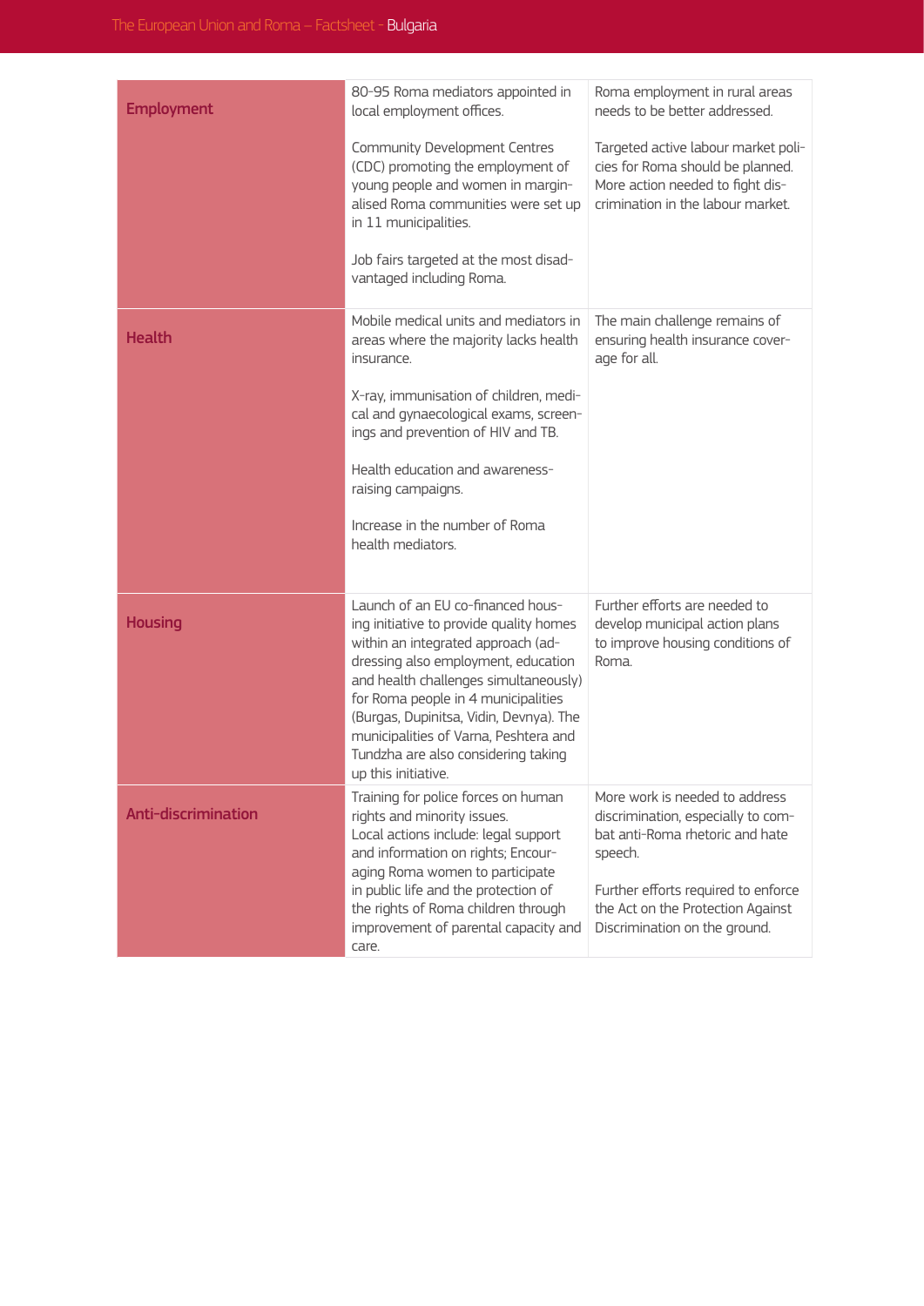| | | |
|---|---|---|
| **Employment** | 80-95 Roma mediators appointed in local employment offices.<br><br>Community Development Centres (CDC) promoting the employment of young people and women in marginalised Roma communities were set up in 11 municipalities.<br><br>Job fairs targeted at the most disadvantaged including Roma. | Roma employment in rural areas needs to be better addressed.<br><br>Targeted active labour market policies for Roma should be planned. More action needed to fight discrimination in the labour market. |
| **Health** | Mobile medical units and mediators in areas where the majority lacks health insurance.<br><br>X-ray, immunisation of children, medical and gynaecological exams, screenings and prevention of HIV and TB.<br><br>Health education and awareness-raising campaigns.<br><br>Increase in the number of Roma health mediators. | The main challenge remains of ensuring health insurance coverage for all. |
| **Housing** | Launch of an EU co-financed housing initiative to provide quality homes within an integrated approach (addressing also employment, education and health challenges simultaneously) for Roma people in 4 municipalities (Burgas, Dupinitsa, Vidin, Devnya). The municipalities of Varna, Peshtera and Tundzha are also considering taking up this initiative. | Further efforts are needed to develop municipal action plans to improve housing conditions of Roma. |
| **Anti-discrimination** | Training for police forces on human rights and minority issues.<br>Local actions include: legal support and information on rights; Encouraging Roma women to participate in public life and the protection of the rights of Roma children through improvement of parental capacity and care. | More work is needed to address discrimination, especially to combat anti-Roma rhetoric and hate speech.<br><br>Further efforts required to enforce the Act on the Protection Against Discrimination on the ground. |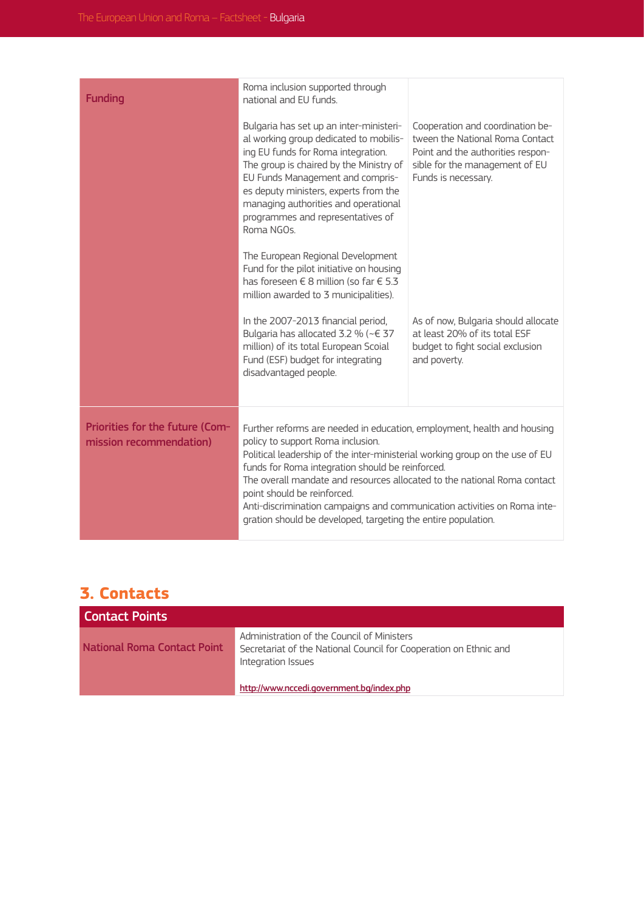| | | |
|---|---|---|
| **Funding** | Roma inclusion supported through national and EU funds. | |
| | Bulgaria has set up an inter-ministerial working group dedicated to mobilising EU funds for Roma integration. The group is chaired by the Ministry of EU Funds Management and comprises deputy ministers, experts from the managing authorities and operational programmes and representatives of Roma NGOs. | Cooperation and coordination between the National Roma Contact Point and the authorities responsible for the management of EU Funds is necessary. |
| | The European Regional Development Fund for the pilot initiative on housing has foreseen € 8 million (so far € 5.3 million awarded to 3 municipalities). | |
| | In the 2007-2013 financial period, Bulgaria has allocated 3.2 % (~€ 37 million) of its total European Scoial Fund (ESF) budget for integrating disadvantaged people. | As of now, Bulgaria should allocate at least 20% of its total ESF budget to fight social exclusion and poverty. |
| **Priorities for the future (Commission recommendation)** | Further reforms are needed in education, employment, health and housing policy to support Roma inclusion.<br>Political leadership of the inter-ministerial working group on the use of EU funds for Roma integration should be reinforced.<br>The overall mandate and resources allocated to the national Roma contact point should be reinforced.<br>Anti-discrimination campaigns and communication activities on Roma integration should be developed, targeting the entire population. | |

## 3. Contacts

| Contact Points | |
|---|---|
| **National Roma Contact Point** | Administration of the Council of Ministers<br>Secretariat of the National Council for Cooperation on Ethnic and Integration Issues<br><br>http://www.nccedi.government.bg/index.php |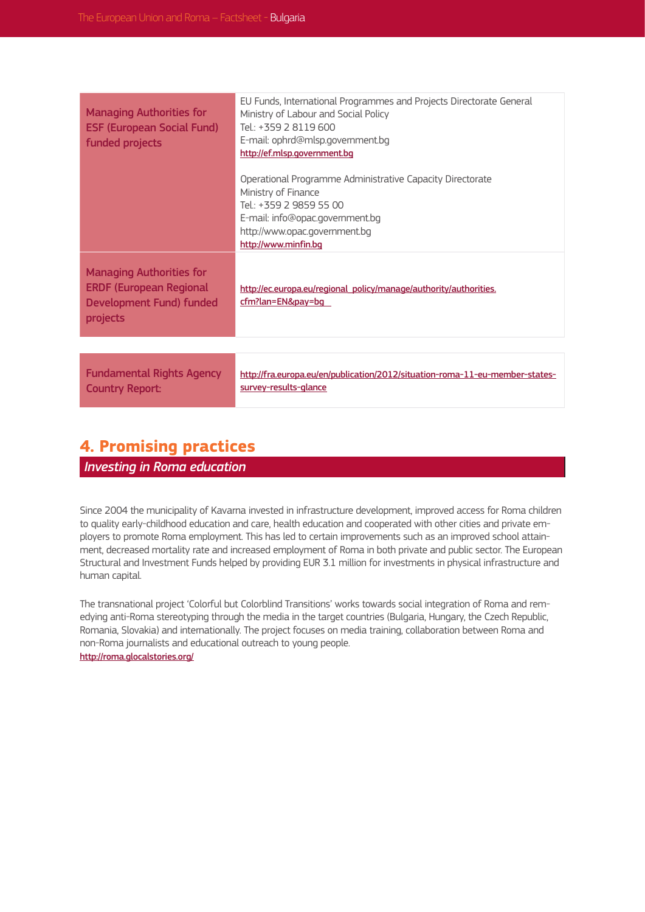| | |
|---|---|
| **Managing Authorities for ESF (European Social Fund) funded projects** | EU Funds, International Programmes and Projects Directorate General<br>Ministry of Labour and Social Policy<br>Tel.: +359 2 8119 600<br>E-mail: ophrd@mlsp.government.bg<br>http://ef.mlsp.government.bg<br><br>Operational Programme Administrative Capacity Directorate<br>Ministry of Finance<br>Tel.: +359 2 9859 55 00<br>E-mail: info@opac.government.bg<br>http://www.opac.government.bg<br>http://www.minfin.bg |
| **Managing Authorities for ERDF (European Regional Development Fund) funded projects** | http://ec.europa.eu/regional_policy/manage/authority/authorities.cfm?lan=EN&pay=bg |

| | |
|---|---|
| **Fundamental Rights Agency Country Report:** | http://fra.europa.eu/en/publication/2012/situation-roma-11-eu-member-states-survey-results-glance |

## 4. Promising practices

### *Investing in Roma education*

Since 2004 the municipality of Kavarna invested in infrastructure development, improved access for Roma children to quality early-childhood education and care, health education and cooperated with other cities and private employers to promote Roma employment. This has led to certain improvements such as an improved school attainment, decreased mortality rate and increased employment of Roma in both private and public sector. The European Structural and Investment Funds helped by providing EUR 3.1 million for investments in physical infrastructure and human capital.

The transnational project 'Colorful but Colorblind Transitions' works towards social integration of Roma and remedying anti-Roma stereotyping through the media in the target countries (Bulgaria, Hungary, the Czech Republic, Romania, Slovakia) and internationally. The project focuses on media training, collaboration between Roma and non-Roma journalists and educational outreach to young people.
http://roma.glocalstories.org/